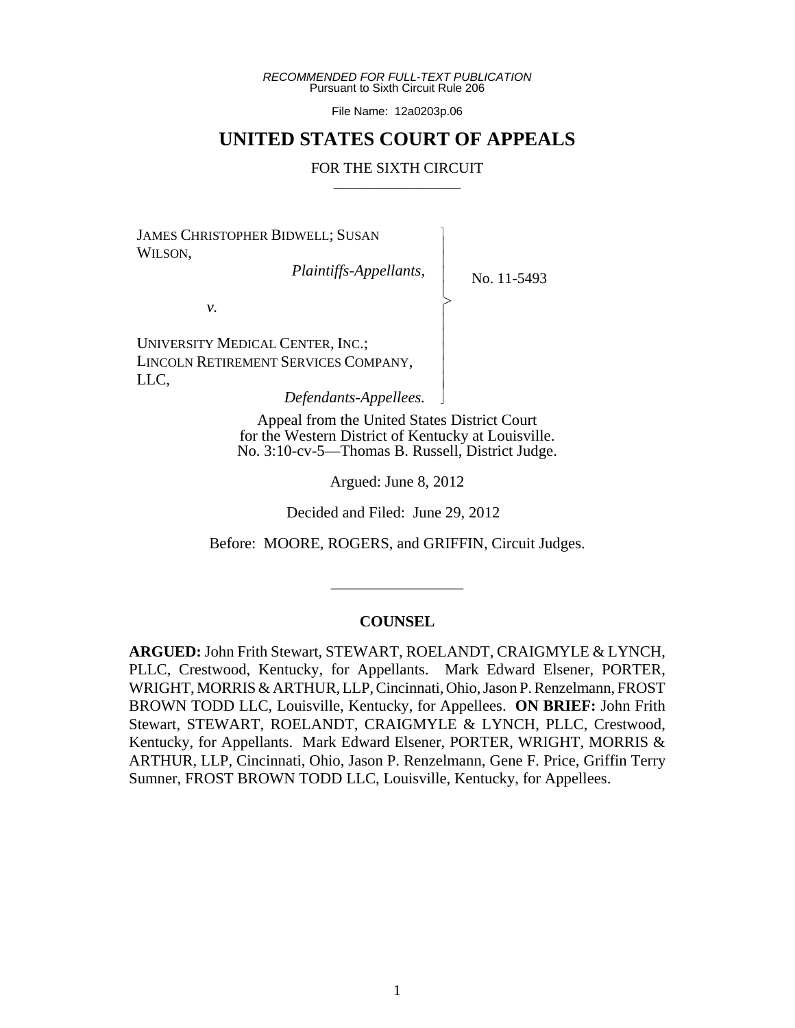*RECOMMENDED FOR FULL-TEXT PUBLICATION*
Pursuant to Sixth Circuit Rule 206

File Name: 12a0203p.06

# UNITED STATES COURT OF APPEALS

FOR THE SIXTH CIRCUIT

---

JAMES CHRISTOPHER BIDWELL; SUSAN WILSON,
*Plaintiffs-Appellants,*

*v.*

UNIVERSITY MEDICAL CENTER, INC.; LINCOLN RETIREMENT SERVICES COMPANY, LLC,
*Defendants-Appellees.*

No. 11-5493

Appeal from the United States District Court
for the Western District of Kentucky at Louisville.
No. 3:10-cv-5—Thomas B. Russell, District Judge.

Argued: June 8, 2012

Decided and Filed: June 29, 2012

Before: MOORE, ROGERS, and GRIFFIN, Circuit Judges.

---

## COUNSEL

**ARGUED:** John Frith Stewart, STEWART, ROELANDT, CRAIGMYLE & LYNCH, PLLC, Crestwood, Kentucky, for Appellants. Mark Edward Elsener, PORTER, WRIGHT, MORRIS & ARTHUR, LLP, Cincinnati, Ohio, Jason P. Renzelmann, FROST BROWN TODD LLC, Louisville, Kentucky, for Appellees. **ON BRIEF:** John Frith Stewart, STEWART, ROELANDT, CRAIGMYLE & LYNCH, PLLC, Crestwood, Kentucky, for Appellants. Mark Edward Elsener, PORTER, WRIGHT, MORRIS & ARTHUR, LLP, Cincinnati, Ohio, Jason P. Renzelmann, Gene F. Price, Griffin Terry Sumner, FROST BROWN TODD LLC, Louisville, Kentucky, for Appellees.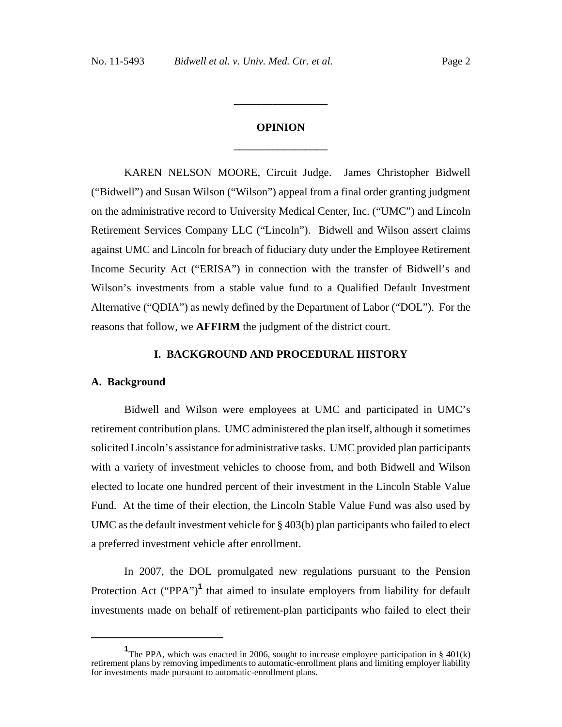## OPINION

KAREN NELSON MOORE, Circuit Judge. James Christopher Bidwell ("Bidwell") and Susan Wilson ("Wilson") appeal from a final order granting judgment on the administrative record to University Medical Center, Inc. ("UMC") and Lincoln Retirement Services Company LLC ("Lincoln"). Bidwell and Wilson assert claims against UMC and Lincoln for breach of fiduciary duty under the Employee Retirement Income Security Act ("ERISA") in connection with the transfer of Bidwell's and Wilson's investments from a stable value fund to a Qualified Default Investment Alternative ("QDIA") as newly defined by the Department of Labor ("DOL"). For the reasons that follow, we **AFFIRM** the judgment of the district court.

### I. BACKGROUND AND PROCEDURAL HISTORY

#### A. Background

Bidwell and Wilson were employees at UMC and participated in UMC's retirement contribution plans. UMC administered the plan itself, although it sometimes solicited Lincoln's assistance for administrative tasks. UMC provided plan participants with a variety of investment vehicles to choose from, and both Bidwell and Wilson elected to locate one hundred percent of their investment in the Lincoln Stable Value Fund. At the time of their election, the Lincoln Stable Value Fund was also used by UMC as the default investment vehicle for § 403(b) plan participants who failed to elect a preferred investment vehicle after enrollment.

In 2007, the DOL promulgated new regulations pursuant to the Pension Protection Act ("PPA")[1] that aimed to insulate employers from liability for default investments made on behalf of retirement-plan participants who failed to elect their

[1] The PPA, which was enacted in 2006, sought to increase employee participation in § 401(k) retirement plans by removing impediments to automatic-enrollment plans and limiting employer liability for investments made pursuant to automatic-enrollment plans.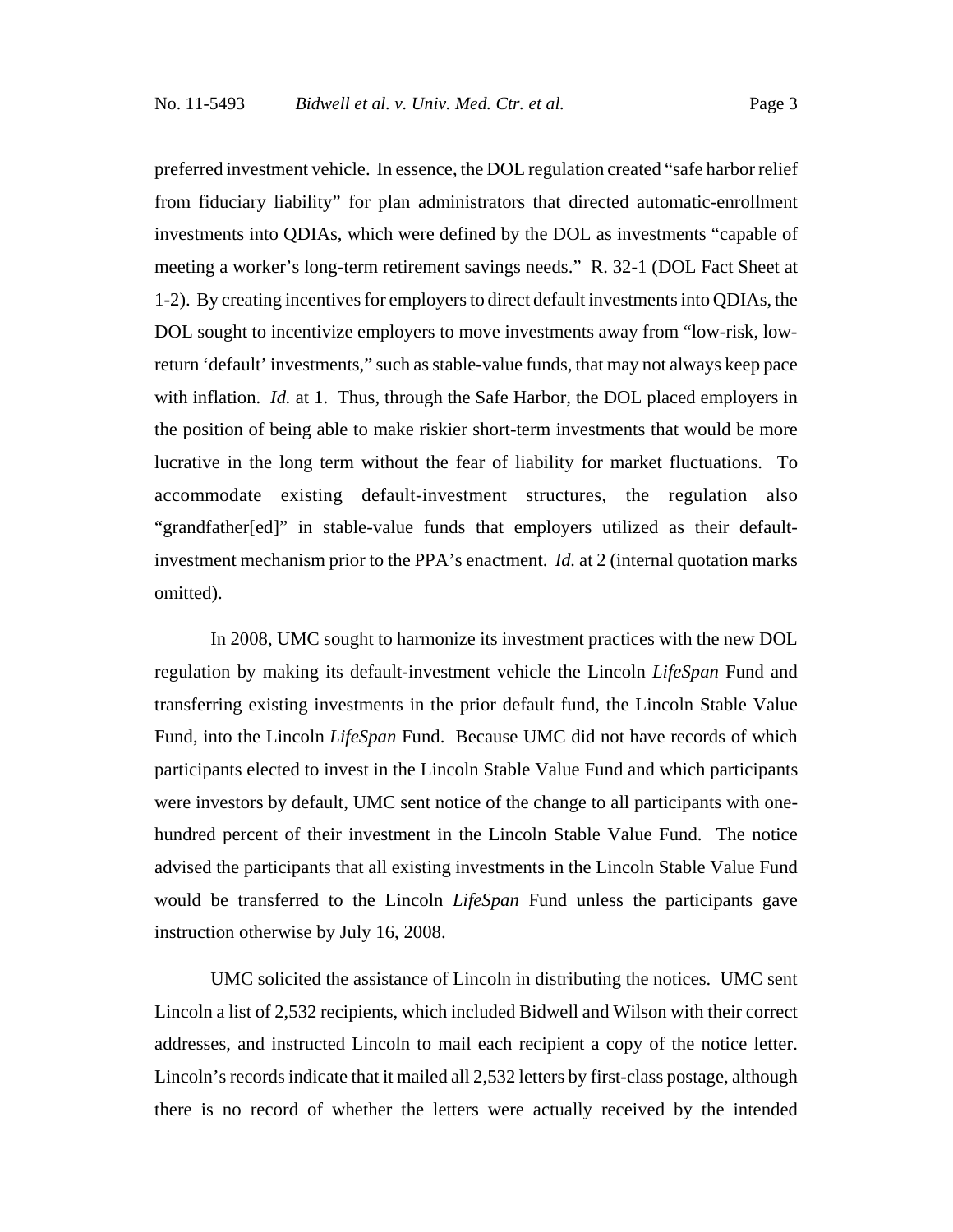preferred investment vehicle. In essence, the DOL regulation created "safe harbor relief from fiduciary liability" for plan administrators that directed automatic-enrollment investments into QDIAs, which were defined by the DOL as investments "capable of meeting a worker's long-term retirement savings needs." R. 32-1 (DOL Fact Sheet at 1-2). By creating incentives for employers to direct default investments into QDIAs, the DOL sought to incentivize employers to move investments away from "low-risk, low-return 'default' investments," such as stable-value funds, that may not always keep pace with inflation. *Id.* at 1. Thus, through the Safe Harbor, the DOL placed employers in the position of being able to make riskier short-term investments that would be more lucrative in the long term without the fear of liability for market fluctuations. To accommodate existing default-investment structures, the regulation also "grandfather[ed]" in stable-value funds that employers utilized as their default-investment mechanism prior to the PPA's enactment. *Id.* at 2 (internal quotation marks omitted).

In 2008, UMC sought to harmonize its investment practices with the new DOL regulation by making its default-investment vehicle the Lincoln *LifeSpan* Fund and transferring existing investments in the prior default fund, the Lincoln Stable Value Fund, into the Lincoln *LifeSpan* Fund. Because UMC did not have records of which participants elected to invest in the Lincoln Stable Value Fund and which participants were investors by default, UMC sent notice of the change to all participants with one-hundred percent of their investment in the Lincoln Stable Value Fund. The notice advised the participants that all existing investments in the Lincoln Stable Value Fund would be transferred to the Lincoln *LifeSpan* Fund unless the participants gave instruction otherwise by July 16, 2008.

UMC solicited the assistance of Lincoln in distributing the notices. UMC sent Lincoln a list of 2,532 recipients, which included Bidwell and Wilson with their correct addresses, and instructed Lincoln to mail each recipient a copy of the notice letter. Lincoln's records indicate that it mailed all 2,532 letters by first-class postage, although there is no record of whether the letters were actually received by the intended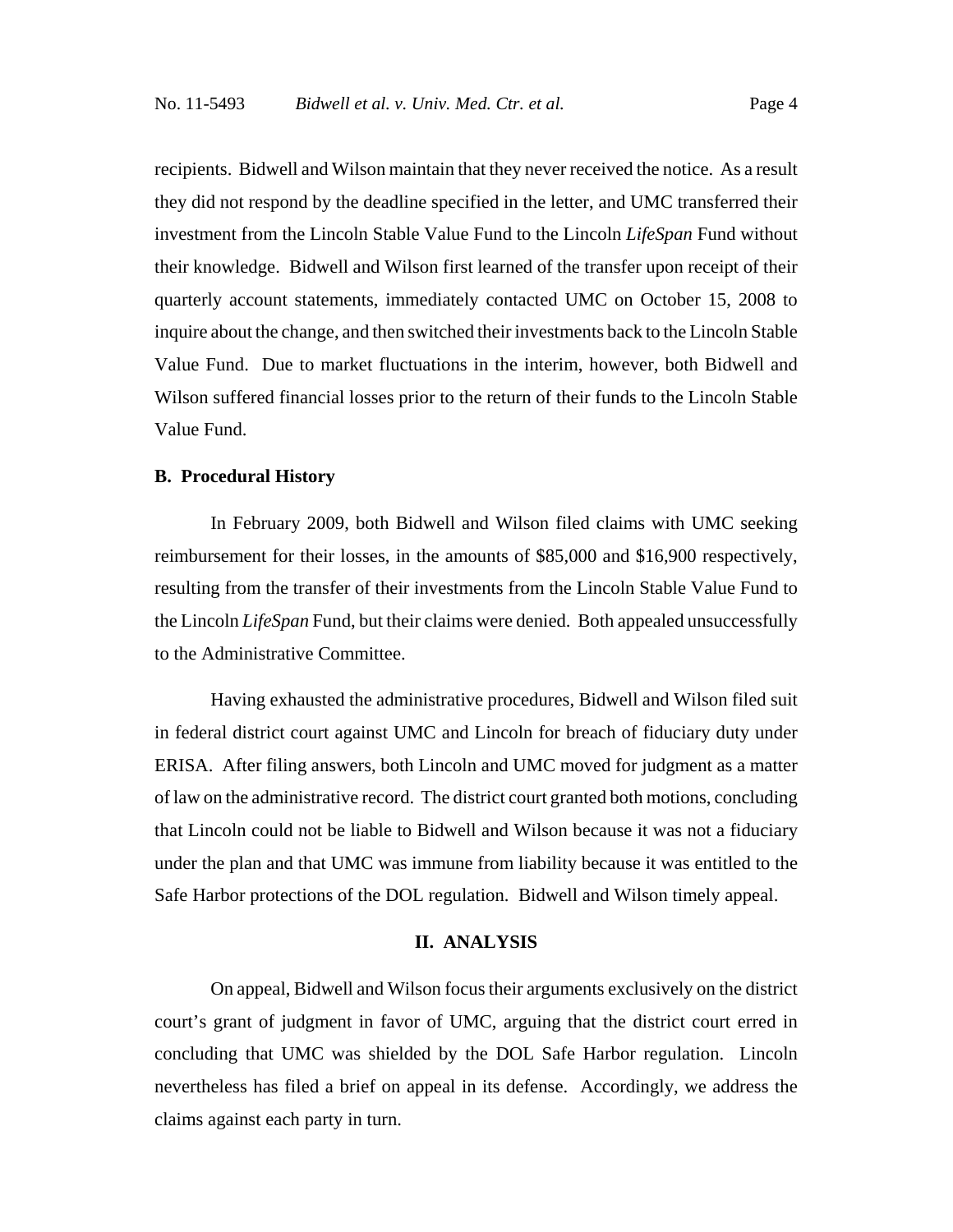recipients. Bidwell and Wilson maintain that they never received the notice. As a result they did not respond by the deadline specified in the letter, and UMC transferred their investment from the Lincoln Stable Value Fund to the Lincoln *LifeSpan* Fund without their knowledge. Bidwell and Wilson first learned of the transfer upon receipt of their quarterly account statements, immediately contacted UMC on October 15, 2008 to inquire about the change, and then switched their investments back to the Lincoln Stable Value Fund. Due to market fluctuations in the interim, however, both Bidwell and Wilson suffered financial losses prior to the return of their funds to the Lincoln Stable Value Fund.

**B. Procedural History**

In February 2009, both Bidwell and Wilson filed claims with UMC seeking reimbursement for their losses, in the amounts of $85,000 and $16,900 respectively, resulting from the transfer of their investments from the Lincoln Stable Value Fund to the Lincoln *LifeSpan* Fund, but their claims were denied. Both appealed unsuccessfully to the Administrative Committee.

Having exhausted the administrative procedures, Bidwell and Wilson filed suit in federal district court against UMC and Lincoln for breach of fiduciary duty under ERISA. After filing answers, both Lincoln and UMC moved for judgment as a matter of law on the administrative record. The district court granted both motions, concluding that Lincoln could not be liable to Bidwell and Wilson because it was not a fiduciary under the plan and that UMC was immune from liability because it was entitled to the Safe Harbor protections of the DOL regulation. Bidwell and Wilson timely appeal.

## II. ANALYSIS

On appeal, Bidwell and Wilson focus their arguments exclusively on the district court's grant of judgment in favor of UMC, arguing that the district court erred in concluding that UMC was shielded by the DOL Safe Harbor regulation. Lincoln nevertheless has filed a brief on appeal in its defense. Accordingly, we address the claims against each party in turn.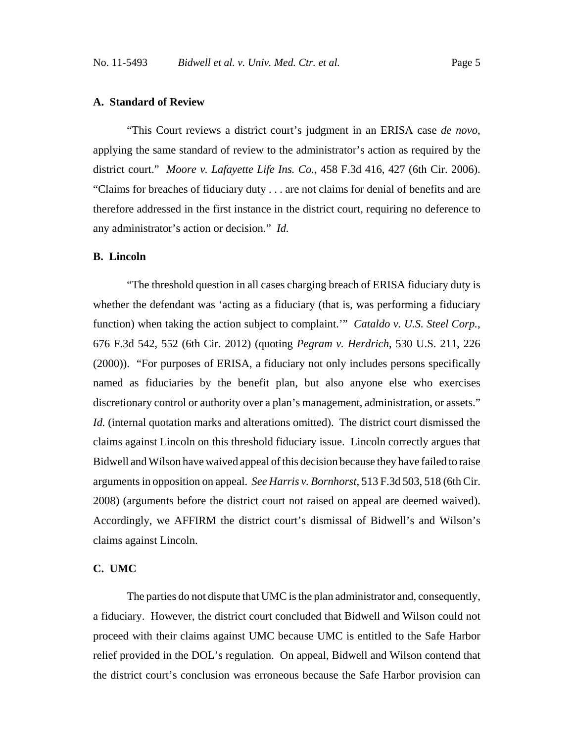### A. Standard of Review

"This Court reviews a district court's judgment in an ERISA case *de novo*, applying the same standard of review to the administrator's action as required by the district court." *Moore v. Lafayette Life Ins. Co.*, 458 F.3d 416, 427 (6th Cir. 2006). "Claims for breaches of fiduciary duty . . . are not claims for denial of benefits and are therefore addressed in the first instance in the district court, requiring no deference to any administrator's action or decision." *Id.*

### B. Lincoln

"The threshold question in all cases charging breach of ERISA fiduciary duty is whether the defendant was 'acting as a fiduciary (that is, was performing a fiduciary function) when taking the action subject to complaint.'" *Cataldo v. U.S. Steel Corp.*, 676 F.3d 542, 552 (6th Cir. 2012) (quoting *Pegram v. Herdrich*, 530 U.S. 211, 226 (2000)). "For purposes of ERISA, a fiduciary not only includes persons specifically named as fiduciaries by the benefit plan, but also anyone else who exercises discretionary control or authority over a plan's management, administration, or assets." *Id.* (internal quotation marks and alterations omitted). The district court dismissed the claims against Lincoln on this threshold fiduciary issue. Lincoln correctly argues that Bidwell and Wilson have waived appeal of this decision because they have failed to raise arguments in opposition on appeal. *See Harris v. Bornhorst*, 513 F.3d 503, 518 (6th Cir. 2008) (arguments before the district court not raised on appeal are deemed waived). Accordingly, we AFFIRM the district court's dismissal of Bidwell's and Wilson's claims against Lincoln.

### C. UMC

The parties do not dispute that UMC is the plan administrator and, consequently, a fiduciary. However, the district court concluded that Bidwell and Wilson could not proceed with their claims against UMC because UMC is entitled to the Safe Harbor relief provided in the DOL's regulation. On appeal, Bidwell and Wilson contend that the district court's conclusion was erroneous because the Safe Harbor provision can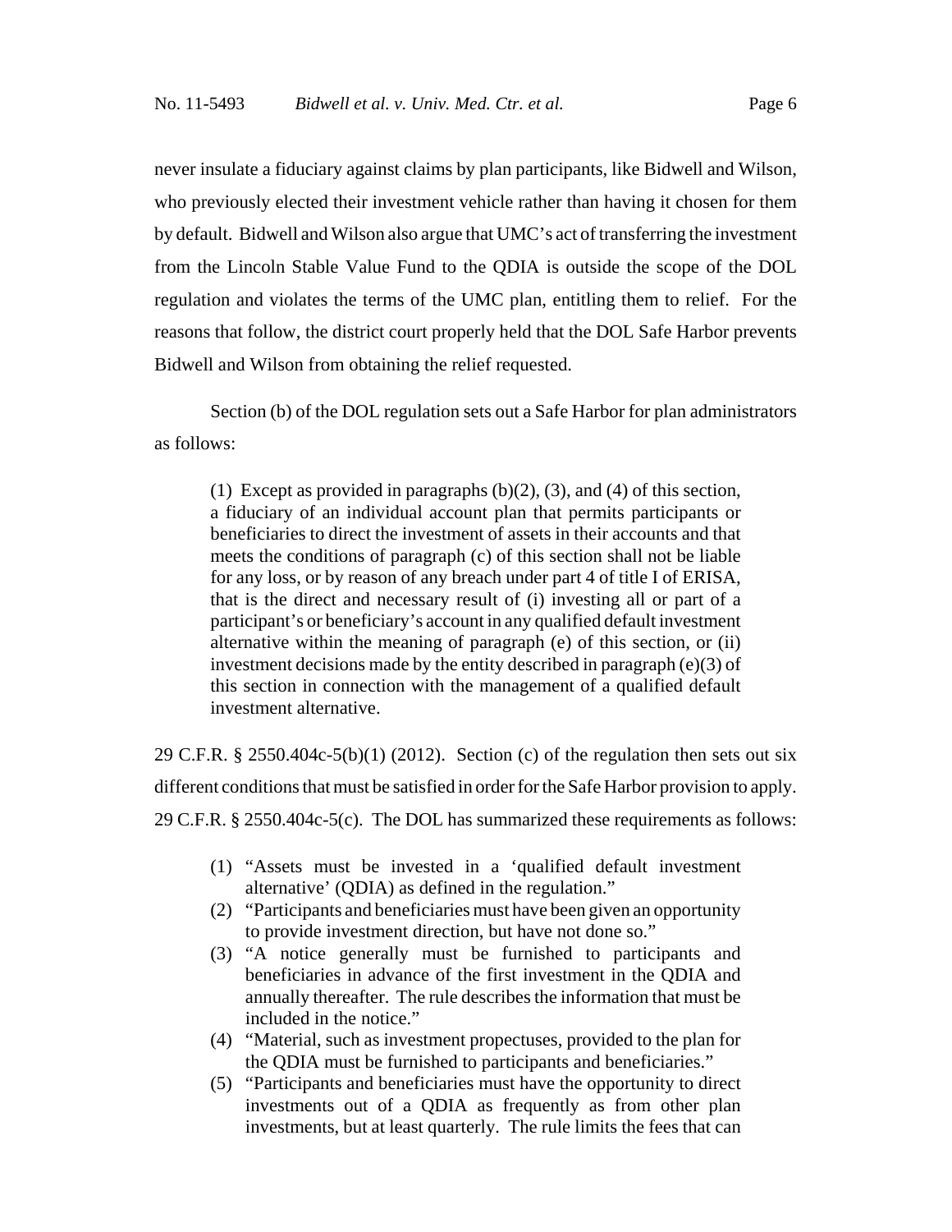never insulate a fiduciary against claims by plan participants, like Bidwell and Wilson, who previously elected their investment vehicle rather than having it chosen for them by default. Bidwell and Wilson also argue that UMC's act of transferring the investment from the Lincoln Stable Value Fund to the QDIA is outside the scope of the DOL regulation and violates the terms of the UMC plan, entitling them to relief. For the reasons that follow, the district court properly held that the DOL Safe Harbor prevents Bidwell and Wilson from obtaining the relief requested.

Section (b) of the DOL regulation sets out a Safe Harbor for plan administrators as follows:

> (1) Except as provided in paragraphs (b)(2), (3), and (4) of this section, a fiduciary of an individual account plan that permits participants or beneficiaries to direct the investment of assets in their accounts and that meets the conditions of paragraph (c) of this section shall not be liable for any loss, or by reason of any breach under part 4 of title I of ERISA, that is the direct and necessary result of (i) investing all or part of a participant's or beneficiary's account in any qualified default investment alternative within the meaning of paragraph (e) of this section, or (ii) investment decisions made by the entity described in paragraph (e)(3) of this section in connection with the management of a qualified default investment alternative.

29 C.F.R. § 2550.404c-5(b)(1) (2012). Section (c) of the regulation then sets out six different conditions that must be satisfied in order for the Safe Harbor provision to apply. 29 C.F.R. § 2550.404c-5(c). The DOL has summarized these requirements as follows:

> (1) "Assets must be invested in a 'qualified default investment alternative' (QDIA) as defined in the regulation."
> (2) "Participants and beneficiaries must have been given an opportunity to provide investment direction, but have not done so."
> (3) "A notice generally must be furnished to participants and beneficiaries in advance of the first investment in the QDIA and annually thereafter. The rule describes the information that must be included in the notice."
> (4) "Material, such as investment propectuses, provided to the plan for the QDIA must be furnished to participants and beneficiaries."
> (5) "Participants and beneficiaries must have the opportunity to direct investments out of a QDIA as frequently as from other plan investments, but at least quarterly. The rule limits the fees that can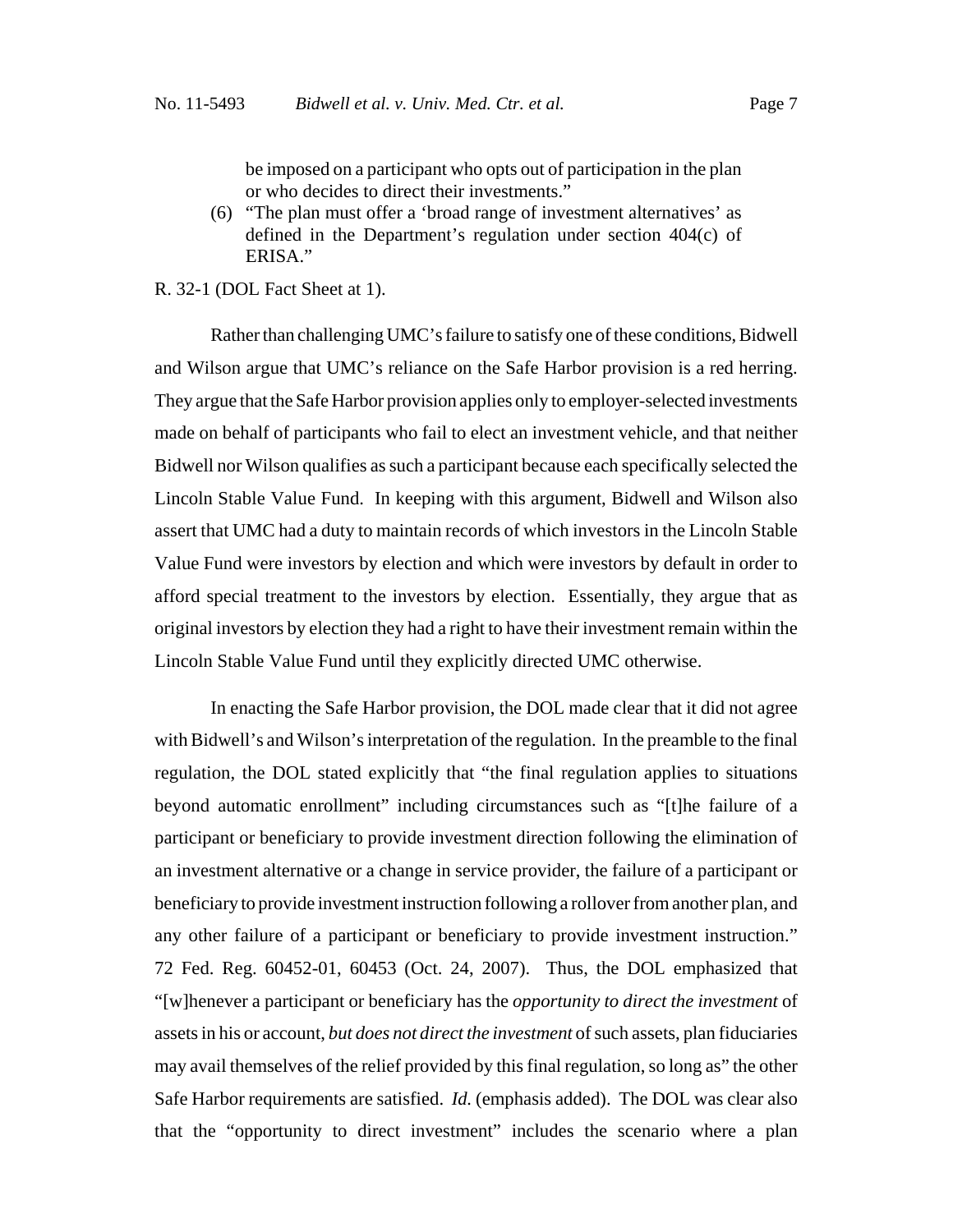be imposed on a participant who opts out of participation in the plan or who decides to direct their investments."

(6) "The plan must offer a 'broad range of investment alternatives' as defined in the Department's regulation under section 404(c) of ERISA."

R. 32-1 (DOL Fact Sheet at 1).

Rather than challenging UMC's failure to satisfy one of these conditions, Bidwell and Wilson argue that UMC's reliance on the Safe Harbor provision is a red herring. They argue that the Safe Harbor provision applies only to employer-selected investments made on behalf of participants who fail to elect an investment vehicle, and that neither Bidwell nor Wilson qualifies as such a participant because each specifically selected the Lincoln Stable Value Fund. In keeping with this argument, Bidwell and Wilson also assert that UMC had a duty to maintain records of which investors in the Lincoln Stable Value Fund were investors by election and which were investors by default in order to afford special treatment to the investors by election. Essentially, they argue that as original investors by election they had a right to have their investment remain within the Lincoln Stable Value Fund until they explicitly directed UMC otherwise.

In enacting the Safe Harbor provision, the DOL made clear that it did not agree with Bidwell's and Wilson's interpretation of the regulation. In the preamble to the final regulation, the DOL stated explicitly that "the final regulation applies to situations beyond automatic enrollment" including circumstances such as "[t]he failure of a participant or beneficiary to provide investment direction following the elimination of an investment alternative or a change in service provider, the failure of a participant or beneficiary to provide investment instruction following a rollover from another plan, and any other failure of a participant or beneficiary to provide investment instruction." 72 Fed. Reg. 60452-01, 60453 (Oct. 24, 2007). Thus, the DOL emphasized that "[w]henever a participant or beneficiary has the *opportunity to direct the investment* of assets in his or account, *but does not direct the investment* of such assets, plan fiduciaries may avail themselves of the relief provided by this final regulation, so long as" the other Safe Harbor requirements are satisfied. *Id.* (emphasis added). The DOL was clear also that the "opportunity to direct investment" includes the scenario where a plan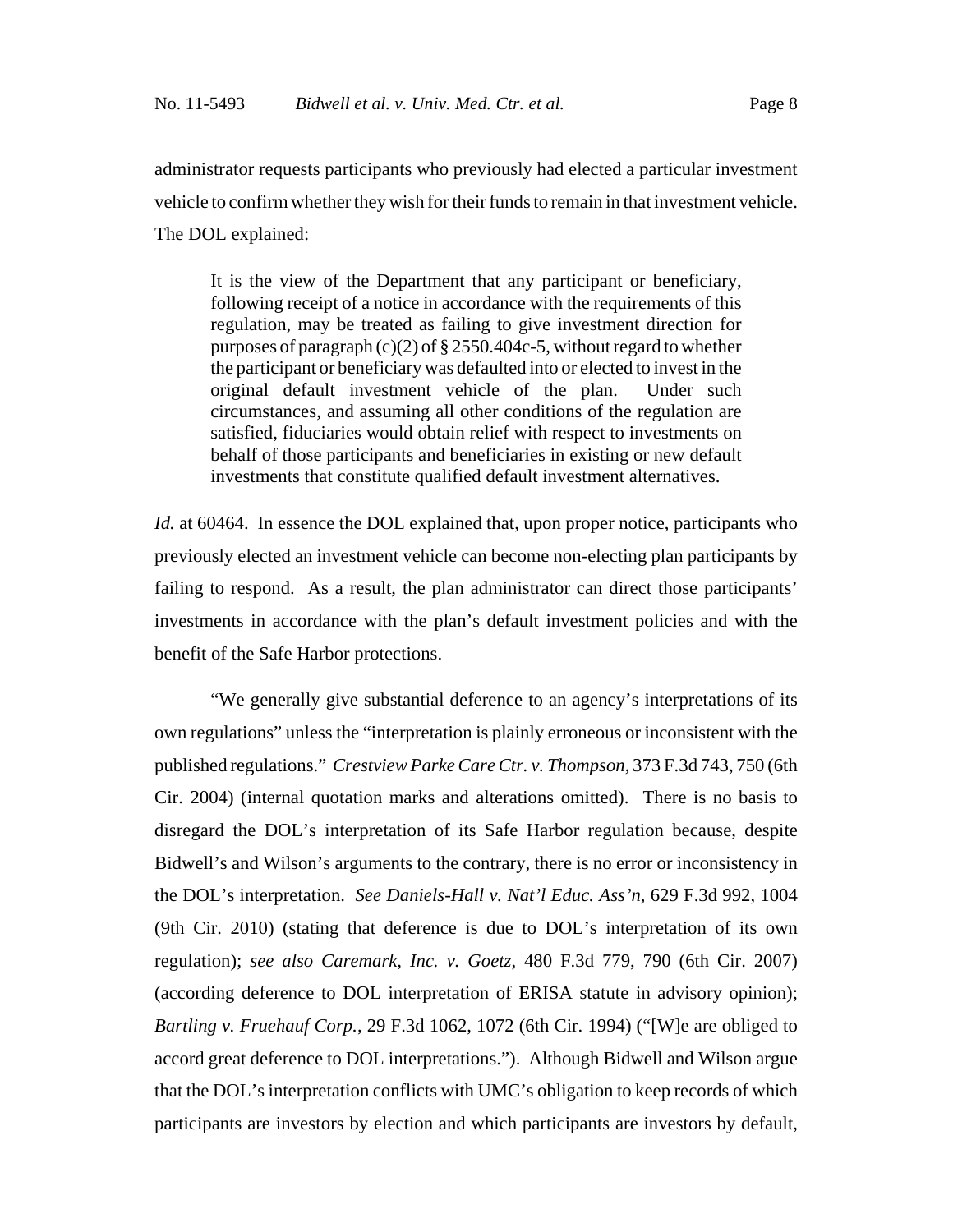administrator requests participants who previously had elected a particular investment vehicle to confirm whether they wish for their funds to remain in that investment vehicle. The DOL explained:

> It is the view of the Department that any participant or beneficiary, following receipt of a notice in accordance with the requirements of this regulation, may be treated as failing to give investment direction for purposes of paragraph (c)(2) of § 2550.404c-5, without regard to whether the participant or beneficiary was defaulted into or elected to invest in the original default investment vehicle of the plan. Under such circumstances, and assuming all other conditions of the regulation are satisfied, fiduciaries would obtain relief with respect to investments on behalf of those participants and beneficiaries in existing or new default investments that constitute qualified default investment alternatives.

*Id.* at 60464. In essence the DOL explained that, upon proper notice, participants who previously elected an investment vehicle can become non-electing plan participants by failing to respond. As a result, the plan administrator can direct those participants' investments in accordance with the plan's default investment policies and with the benefit of the Safe Harbor protections.

"We generally give substantial deference to an agency's interpretations of its own regulations" unless the "interpretation is plainly erroneous or inconsistent with the published regulations." *Crestview Parke Care Ctr. v. Thompson*, 373 F.3d 743, 750 (6th Cir. 2004) (internal quotation marks and alterations omitted). There is no basis to disregard the DOL's interpretation of its Safe Harbor regulation because, despite Bidwell's and Wilson's arguments to the contrary, there is no error or inconsistency in the DOL's interpretation. *See Daniels-Hall v. Nat'l Educ. Ass'n*, 629 F.3d 992, 1004 (9th Cir. 2010) (stating that deference is due to DOL's interpretation of its own regulation); *see also Caremark, Inc. v. Goetz*, 480 F.3d 779, 790 (6th Cir. 2007) (according deference to DOL interpretation of ERISA statute in advisory opinion); *Bartling v. Fruehauf Corp.*, 29 F.3d 1062, 1072 (6th Cir. 1994) ("[W]e are obliged to accord great deference to DOL interpretations."). Although Bidwell and Wilson argue that the DOL's interpretation conflicts with UMC's obligation to keep records of which participants are investors by election and which participants are investors by default,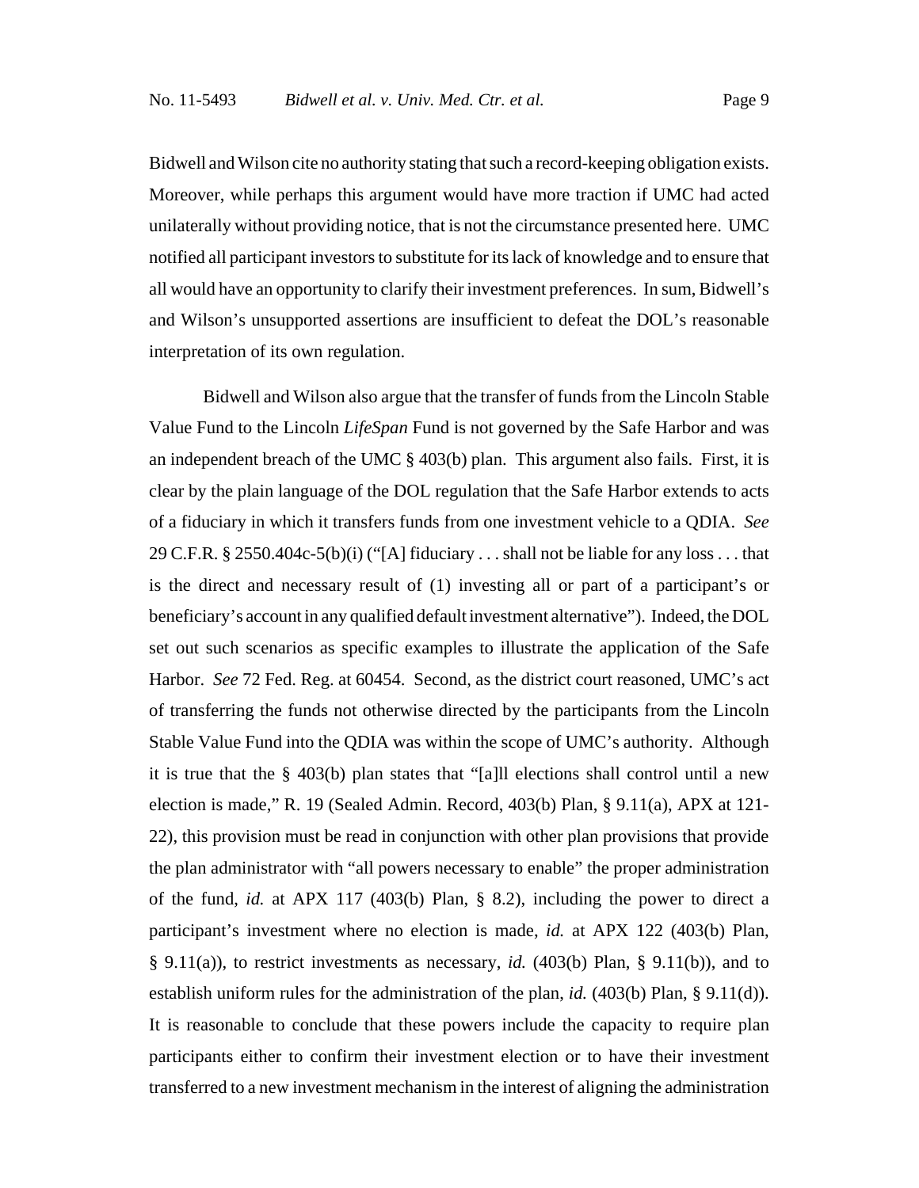Bidwell and Wilson cite no authority stating that such a record-keeping obligation exists. Moreover, while perhaps this argument would have more traction if UMC had acted unilaterally without providing notice, that is not the circumstance presented here. UMC notified all participant investors to substitute for its lack of knowledge and to ensure that all would have an opportunity to clarify their investment preferences. In sum, Bidwell's and Wilson's unsupported assertions are insufficient to defeat the DOL's reasonable interpretation of its own regulation.

Bidwell and Wilson also argue that the transfer of funds from the Lincoln Stable Value Fund to the Lincoln *LifeSpan* Fund is not governed by the Safe Harbor and was an independent breach of the UMC § 403(b) plan. This argument also fails. First, it is clear by the plain language of the DOL regulation that the Safe Harbor extends to acts of a fiduciary in which it transfers funds from one investment vehicle to a QDIA. *See* 29 C.F.R. § 2550.404c-5(b)(i) ("[A] fiduciary . . . shall not be liable for any loss . . . that is the direct and necessary result of (1) investing all or part of a participant's or beneficiary's account in any qualified default investment alternative"). Indeed, the DOL set out such scenarios as specific examples to illustrate the application of the Safe Harbor. *See* 72 Fed. Reg. at 60454. Second, as the district court reasoned, UMC's act of transferring the funds not otherwise directed by the participants from the Lincoln Stable Value Fund into the QDIA was within the scope of UMC's authority. Although it is true that the § 403(b) plan states that "[a]ll elections shall control until a new election is made," R. 19 (Sealed Admin. Record, 403(b) Plan, § 9.11(a), APX at 121-22), this provision must be read in conjunction with other plan provisions that provide the plan administrator with "all powers necessary to enable" the proper administration of the fund, *id.* at APX 117 (403(b) Plan, § 8.2), including the power to direct a participant's investment where no election is made, *id.* at APX 122 (403(b) Plan, § 9.11(a)), to restrict investments as necessary, *id.* (403(b) Plan, § 9.11(b)), and to establish uniform rules for the administration of the plan, *id.* (403(b) Plan, § 9.11(d)). It is reasonable to conclude that these powers include the capacity to require plan participants either to confirm their investment election or to have their investment transferred to a new investment mechanism in the interest of aligning the administration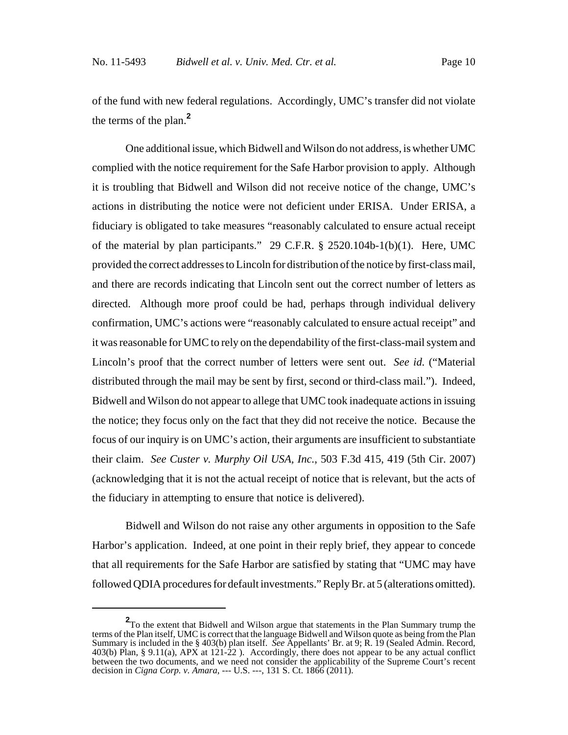of the fund with new federal regulations. Accordingly, UMC's transfer did not violate the terms of the plan.[2]

One additional issue, which Bidwell and Wilson do not address, is whether UMC complied with the notice requirement for the Safe Harbor provision to apply. Although it is troubling that Bidwell and Wilson did not receive notice of the change, UMC's actions in distributing the notice were not deficient under ERISA. Under ERISA, a fiduciary is obligated to take measures "reasonably calculated to ensure actual receipt of the material by plan participants." 29 C.F.R. § 2520.104b-1(b)(1). Here, UMC provided the correct addresses to Lincoln for distribution of the notice by first-class mail, and there are records indicating that Lincoln sent out the correct number of letters as directed. Although more proof could be had, perhaps through individual delivery confirmation, UMC's actions were "reasonably calculated to ensure actual receipt" and it was reasonable for UMC to rely on the dependability of the first-class-mail system and Lincoln's proof that the correct number of letters were sent out. *See id.* ("Material distributed through the mail may be sent by first, second or third-class mail."). Indeed, Bidwell and Wilson do not appear to allege that UMC took inadequate actions in issuing the notice; they focus only on the fact that they did not receive the notice. Because the focus of our inquiry is on UMC's action, their arguments are insufficient to substantiate their claim. *See Custer v. Murphy Oil USA, Inc.*, 503 F.3d 415, 419 (5th Cir. 2007) (acknowledging that it is not the actual receipt of notice that is relevant, but the acts of the fiduciary in attempting to ensure that notice is delivered).

Bidwell and Wilson do not raise any other arguments in opposition to the Safe Harbor's application. Indeed, at one point in their reply brief, they appear to concede that all requirements for the Safe Harbor are satisfied by stating that "UMC may have followed QDIA procedures for default investments." Reply Br. at 5 (alterations omitted).

---

[2] To the extent that Bidwell and Wilson argue that statements in the Plan Summary trump the terms of the Plan itself, UMC is correct that the language Bidwell and Wilson quote as being from the Plan Summary is included in the § 403(b) plan itself. *See* Appellants' Br. at 9; R. 19 (Sealed Admin. Record, 403(b) Plan, § 9.11(a), APX at 121-22 ). Accordingly, there does not appear to be any actual conflict between the two documents, and we need not consider the applicability of the Supreme Court's recent decision in *Cigna Corp. v. Amara*, --- U.S. ---, 131 S. Ct. 1866 (2011).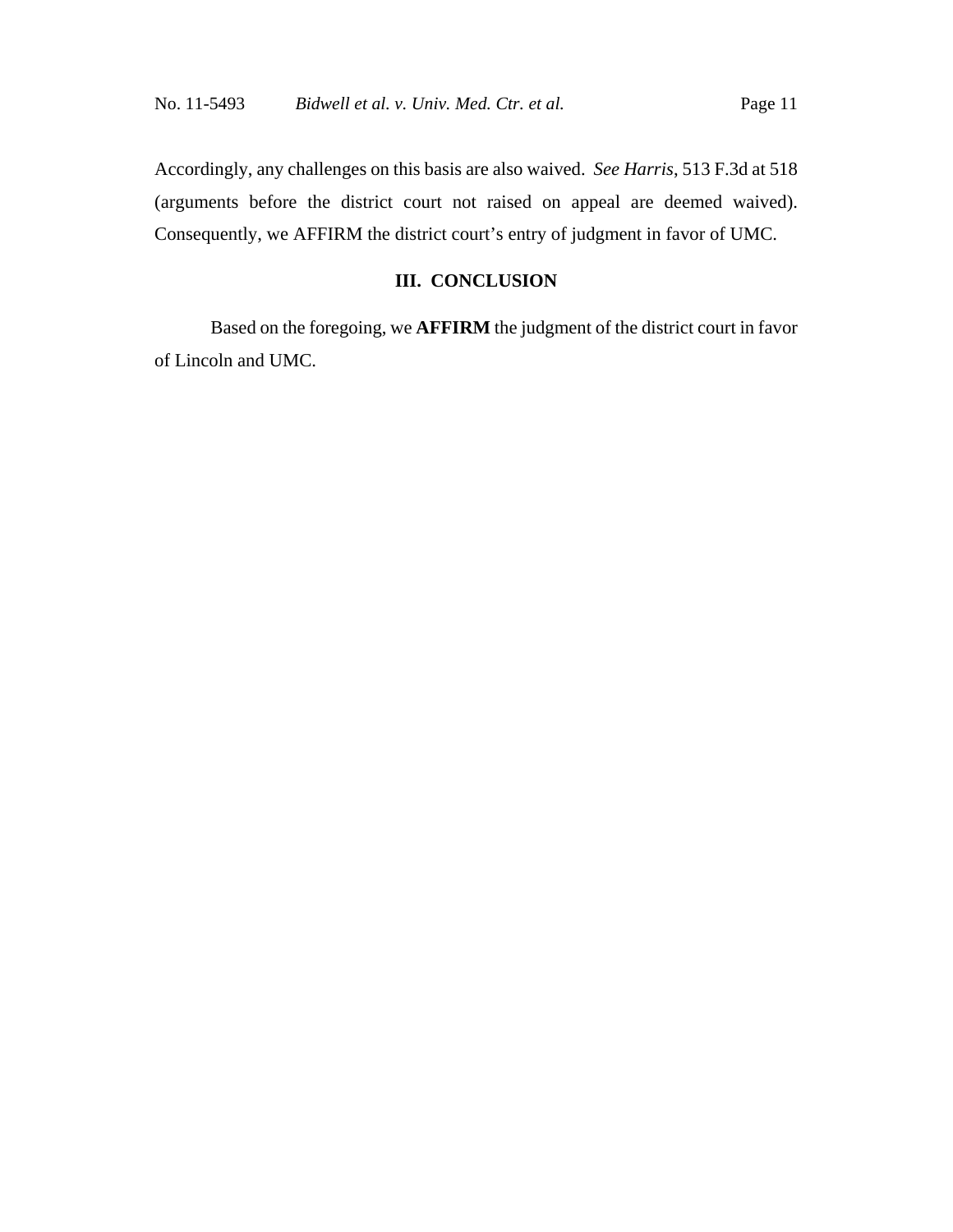Accordingly, any challenges on this basis are also waived. *See Harris*, 513 F.3d at 518 (arguments before the district court not raised on appeal are deemed waived). Consequently, we AFFIRM the district court's entry of judgment in favor of UMC.

## III. CONCLUSION

Based on the foregoing, we **AFFIRM** the judgment of the district court in favor of Lincoln and UMC.